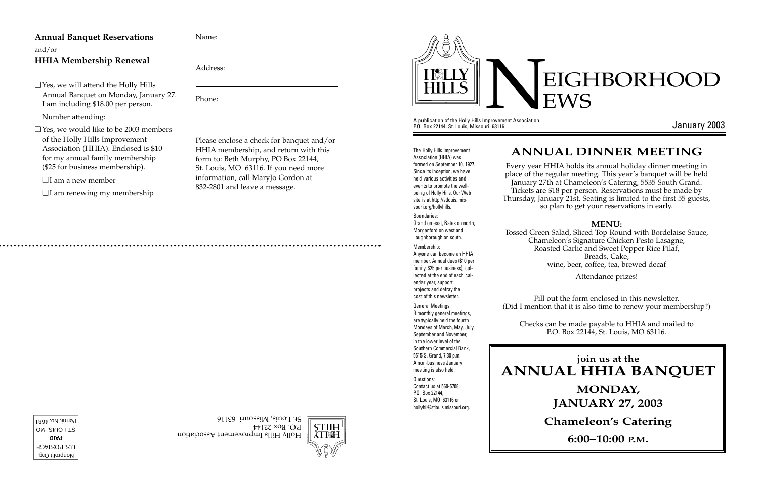**Annual Banquet Reservations**

and/or

**HHIA Membership Renewal**

❑ Yes, we will attend the Holly Hills Annual Banquet on Monday, January 27. I am including $18.00 per person.

Number attending: ______

❑ Yes, we would like to be 2003 members of the Holly Hills Improvement Association (HHIA). Enclosed is $10 for my annual family membership ($25 for business membership).

❑ I am a new member

❑ I am renewing my membership

Name:

Address:

Phone:

Please enclose a check for banquet and/or HHIA membership, and return with this form to: Beth Murphy, PO Box 22144, St. Louis, MO 63116. If you need more information, call MaryJo Gordon at 832-2801 and leave a message.

Holly Hills Improvement Association
P.O. Box 22144
St. Louis, Missouri 63116

Nonprofit Org.
U.S. POSTAGE
**PAID**
ST. LOUIS, MO
Permit No. 4681

# NEIGHBORHOOD NEWS

A publication of the Holly Hills Improvement Association
P.O. Box 22144, St. Louis, Missouri 63116

January 2003

The Holly Hills Improvement Association (HHIA) was formed on September 10, 1927. Since its inception, we have held various activities and events to promote the well-being of Holly Hills. Our Web site is at http://stlouis. missouri.org/hollyhills.

Boundaries:
Grand on east, Bates on north, Morganford on west and Loughborough on south.

Membership:
Anyone can become an HHIA member. Annual dues ($10 per family, $25 per business), collected at the end of each calendar year, support projects and defray the cost of this newsletter.

General Meetings:
Bimonthly general meetings, are typically held the fourth Mondays of March, May, July, September and November, in the lower level of the Southern Commercial Bank, 5515 S. Grand, 7:30 p.m. A non-business January meeting is also held.

Questions:
Contact us at 569-5708; P.O. Box 22144, St. Louis, MO 63116 or hollyhil@stlouis.missouri.org.

## ANNUAL DINNER MEETING

Every year HHIA holds its annual holiday dinner meeting in place of the regular meeting. This year's banquet will be held January 27th at Chameleon's Catering, 5535 South Grand. Tickets are $18 per person. Reservations must be made by Thursday, January 21st. Seating is limited to the first 55 guests, so plan to get your reservations in early.

**MENU:**

Tossed Green Salad, Sliced Top Round with Bordelaise Sauce,
Chameleon's Signature Chicken Pesto Lasagne,
Roasted Garlic and Sweet Pepper Rice Pilaf,
Breads, Cake,
wine, beer, coffee, tea, brewed decaf

Attendance prizes!

Fill out the form enclosed in this newsletter.
(Did I mention that it is also time to renew your membership?)

Checks can be made payable to HHIA and mailed to
P.O. Box 22144, St. Louis, MO 63116.

**join us at the**

## ANNUAL HHIA BANQUET

**MONDAY,**
**JANUARY 27, 2003**

**Chameleon's Catering**

**6:00–10:00 P.M.**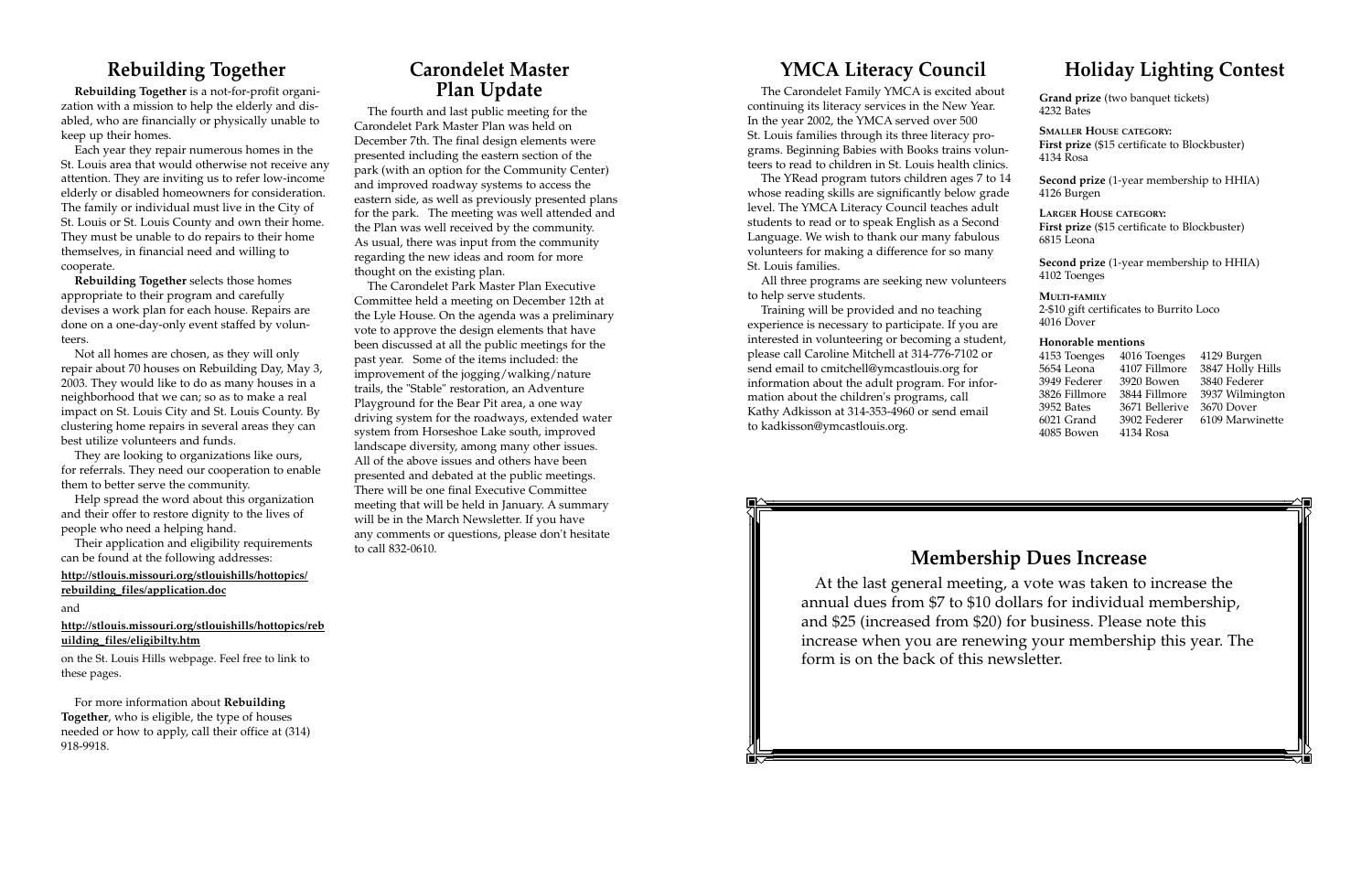## Rebuilding Together

**Rebuilding Together** is a not-for-profit organization with a mission to help the elderly and disabled, who are financially or physically unable to keep up their homes.

Each year they repair numerous homes in the St. Louis area that would otherwise not receive any attention. They are inviting us to refer low-income elderly or disabled homeowners for consideration. The family or individual must live in the City of St. Louis or St. Louis County and own their home. They must be unable to do repairs to their home themselves, in financial need and willing to cooperate.

**Rebuilding Together** selects those homes appropriate to their program and carefully devises a work plan for each house. Repairs are done on a one-day-only event staffed by volunteers.

Not all homes are chosen, as they will only repair about 70 houses on Rebuilding Day, May 3, 2003. They would like to do as many houses in a neighborhood that we can; so as to make a real impact on St. Louis City and St. Louis County. By clustering home repairs in several areas they can best utilize volunteers and funds.

They are looking to organizations like ours, for referrals. They need our cooperation to enable them to better serve the community.

Help spread the word about this organization and their offer to restore dignity to the lives of people who need a helping hand.

Their application and eligibility requirements can be found at the following addresses:

**http://stlouis.missouri.org/stlouishills/hottopics/rebuilding_files/application.doc**

and

**http://stlouis.missouri.org/stlouishills/hottopics/rebuilding_files/eligibilty.htm**

on the St. Louis Hills webpage. Feel free to link to these pages.

For more information about **Rebuilding Together**, who is eligible, the type of houses needed or how to apply, call their office at (314) 918-9918.

## Carondelet Master Plan Update

The fourth and last public meeting for the Carondelet Park Master Plan was held on December 7th. The final design elements were presented including the eastern section of the park (with an option for the Community Center) and improved roadway systems to access the eastern side, as well as previously presented plans for the park. The meeting was well attended and the Plan was well received by the community. As usual, there was input from the community regarding the new ideas and room for more thought on the existing plan.

The Carondelet Park Master Plan Executive Committee held a meeting on December 12th at the Lyle House. On the agenda was a preliminary vote to approve the design elements that have been discussed at all the public meetings for the past year. Some of the items included: the improvement of the jogging/walking/nature trails, the "Stable" restoration, an Adventure Playground for the Bear Pit area, a one way driving system for the roadways, extended water system from Horseshoe Lake south, improved landscape diversity, among many other issues. All of the above issues and others have been presented and debated at the public meetings. There will be one final Executive Committee meeting that will be held in January. A summary will be in the March Newsletter. If you have any comments or questions, please don't hesitate to call 832-0610.

## YMCA Literacy Council

The Carondelet Family YMCA is excited about continuing its literacy services in the New Year. In the year 2002, the YMCA served over 500 St. Louis families through its three literacy programs. Beginning Babies with Books trains volunteers to read to children in St. Louis health clinics.

The YRead program tutors children ages 7 to 14 whose reading skills are significantly below grade level. The YMCA Literacy Council teaches adult students to read or to speak English as a Second Language. We wish to thank our many fabulous volunteers for making a difference for so many St. Louis families.

All three programs are seeking new volunteers to help serve students.

Training will be provided and no teaching experience is necessary to participate. If you are interested in volunteering or becoming a student, please call Caroline Mitchell at 314-776-7102 or send email to cmitchell@ymcastlouis.org for information about the adult program. For information about the children's programs, call Kathy Adkisson at 314-353-4960 or send email to kadkisson@ymcastlouis.org.

## Holiday Lighting Contest

**Grand prize** (two banquet tickets)
4232 Bates

**SMALLER HOUSE CATEGORY:**
**First prize** ($15 certificate to Blockbuster)
4134 Rosa

**Second prize** (1-year membership to HHIA)
4126 Burgen

**LARGER HOUSE CATEGORY:**
**First prize** ($15 certificate to Blockbuster)
6815 Leona

**Second prize** (1-year membership to HHIA)
4102 Toenges

**MULTI-FAMILY**
2-$10 gift certificates to Burrito Loco
4016 Dover

**Honorable mentions**

| | | |
|---|---|---|
| 4153 Toenges | 4016 Toenges | 4129 Burgen |
| 5654 Leona | 4107 Fillmore | 3847 Holly Hills |
| 3949 Federer | 3920 Bowen | 3840 Federer |
| 3826 Fillmore | 3844 Fillmore | 3937 Wilmington |
| 3952 Bates | 3671 Bellerive | 3670 Dover |
| 6021 Grand | 3902 Federer | 6109 Marwinette |
| 4085 Bowen | 4134 Rosa | |

## Membership Dues Increase

At the last general meeting, a vote was taken to increase the annual dues from $7 to $10 dollars for individual membership, and $25 (increased from $20) for business. Please note this increase when you are renewing your membership this year. The form is on the back of this newsletter.